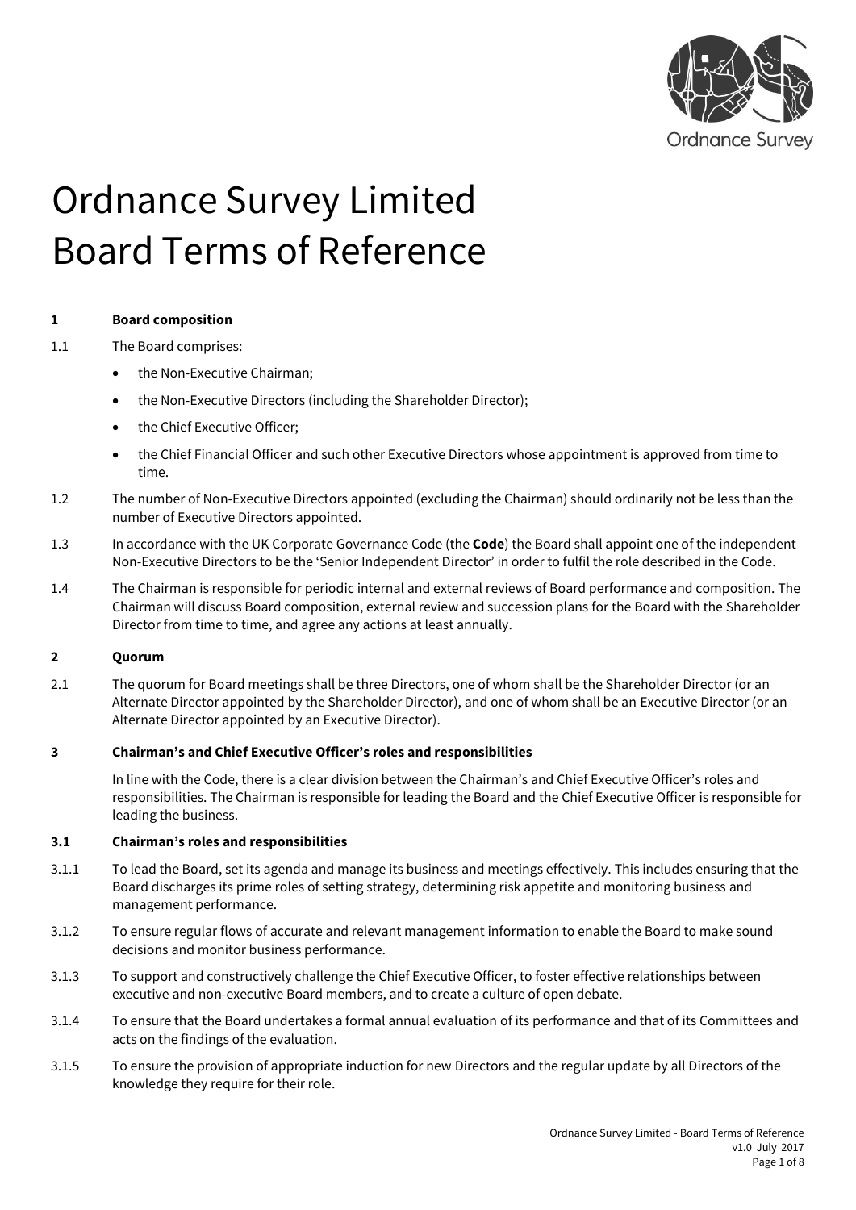# Ordnance Survey Limited Board Terms of Reference

## 1 Board composition

1.1 The Board comprises:

- the Non-Executive Chairman;
- the Non-Executive Directors (including the Shareholder Director);
- the Chief Executive Officer;
- the Chief Financial Officer and such other Executive Directors whose appointment is approved from time to time.

1.2 The number of Non-Executive Directors appointed (excluding the Chairman) should ordinarily not be less than the number of Executive Directors appointed.

1.3 In accordance with the UK Corporate Governance Code (the **Code**) the Board shall appoint one of the independent Non-Executive Directors to be the 'Senior Independent Director' in order to fulfil the role described in the Code.

1.4 The Chairman is responsible for periodic internal and external reviews of Board performance and composition. The Chairman will discuss Board composition, external review and succession plans for the Board with the Shareholder Director from time to time, and agree any actions at least annually.

## 2 Quorum

2.1 The quorum for Board meetings shall be three Directors, one of whom shall be the Shareholder Director (or an Alternate Director appointed by the Shareholder Director), and one of whom shall be an Executive Director (or an Alternate Director appointed by an Executive Director).

## 3 Chairman's and Chief Executive Officer's roles and responsibilities

In line with the Code, there is a clear division between the Chairman's and Chief Executive Officer's roles and responsibilities. The Chairman is responsible for leading the Board and the Chief Executive Officer is responsible for leading the business.

### 3.1 Chairman's roles and responsibilities

3.1.1 To lead the Board, set its agenda and manage its business and meetings effectively. This includes ensuring that the Board discharges its prime roles of setting strategy, determining risk appetite and monitoring business and management performance.

3.1.2 To ensure regular flows of accurate and relevant management information to enable the Board to make sound decisions and monitor business performance.

3.1.3 To support and constructively challenge the Chief Executive Officer, to foster effective relationships between executive and non-executive Board members, and to create a culture of open debate.

3.1.4 To ensure that the Board undertakes a formal annual evaluation of its performance and that of its Committees and acts on the findings of the evaluation.

3.1.5 To ensure the provision of appropriate induction for new Directors and the regular update by all Directors of the knowledge they require for their role.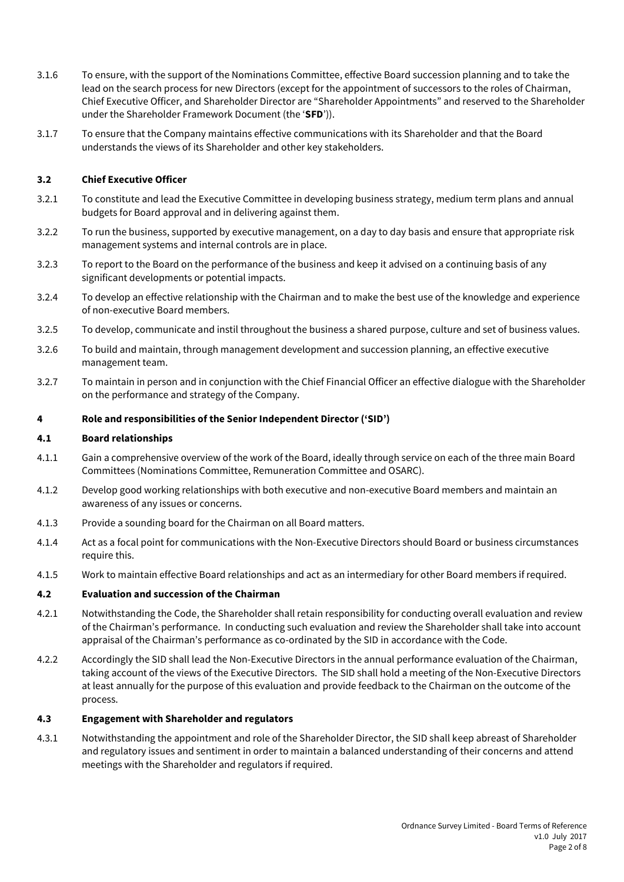3.1.6 To ensure, with the support of the Nominations Committee, effective Board succession planning and to take the lead on the search process for new Directors (except for the appointment of successors to the roles of Chairman, Chief Executive Officer, and Shareholder Director are "Shareholder Appointments" and reserved to the Shareholder under the Shareholder Framework Document (the '**SFD**')).

3.1.7 To ensure that the Company maintains effective communications with its Shareholder and that the Board understands the views of its Shareholder and other key stakeholders.

### 3.2 Chief Executive Officer

3.2.1 To constitute and lead the Executive Committee in developing business strategy, medium term plans and annual budgets for Board approval and in delivering against them.

3.2.2 To run the business, supported by executive management, on a day to day basis and ensure that appropriate risk management systems and internal controls are in place.

3.2.3 To report to the Board on the performance of the business and keep it advised on a continuing basis of any significant developments or potential impacts.

3.2.4 To develop an effective relationship with the Chairman and to make the best use of the knowledge and experience of non-executive Board members.

3.2.5 To develop, communicate and instil throughout the business a shared purpose, culture and set of business values.

3.2.6 To build and maintain, through management development and succession planning, an effective executive management team.

3.2.7 To maintain in person and in conjunction with the Chief Financial Officer an effective dialogue with the Shareholder on the performance and strategy of the Company.

## 4 Role and responsibilities of the Senior Independent Director ('SID')

### 4.1 Board relationships

4.1.1 Gain a comprehensive overview of the work of the Board, ideally through service on each of the three main Board Committees (Nominations Committee, Remuneration Committee and OSARC).

4.1.2 Develop good working relationships with both executive and non-executive Board members and maintain an awareness of any issues or concerns.

4.1.3 Provide a sounding board for the Chairman on all Board matters.

4.1.4 Act as a focal point for communications with the Non-Executive Directors should Board or business circumstances require this.

4.1.5 Work to maintain effective Board relationships and act as an intermediary for other Board members if required.

### 4.2 Evaluation and succession of the Chairman

4.2.1 Notwithstanding the Code, the Shareholder shall retain responsibility for conducting overall evaluation and review of the Chairman's performance. In conducting such evaluation and review the Shareholder shall take into account appraisal of the Chairman's performance as co-ordinated by the SID in accordance with the Code.

4.2.2 Accordingly the SID shall lead the Non-Executive Directors in the annual performance evaluation of the Chairman, taking account of the views of the Executive Directors. The SID shall hold a meeting of the Non-Executive Directors at least annually for the purpose of this evaluation and provide feedback to the Chairman on the outcome of the process.

### 4.3 Engagement with Shareholder and regulators

4.3.1 Notwithstanding the appointment and role of the Shareholder Director, the SID shall keep abreast of Shareholder and regulatory issues and sentiment in order to maintain a balanced understanding of their concerns and attend meetings with the Shareholder and regulators if required.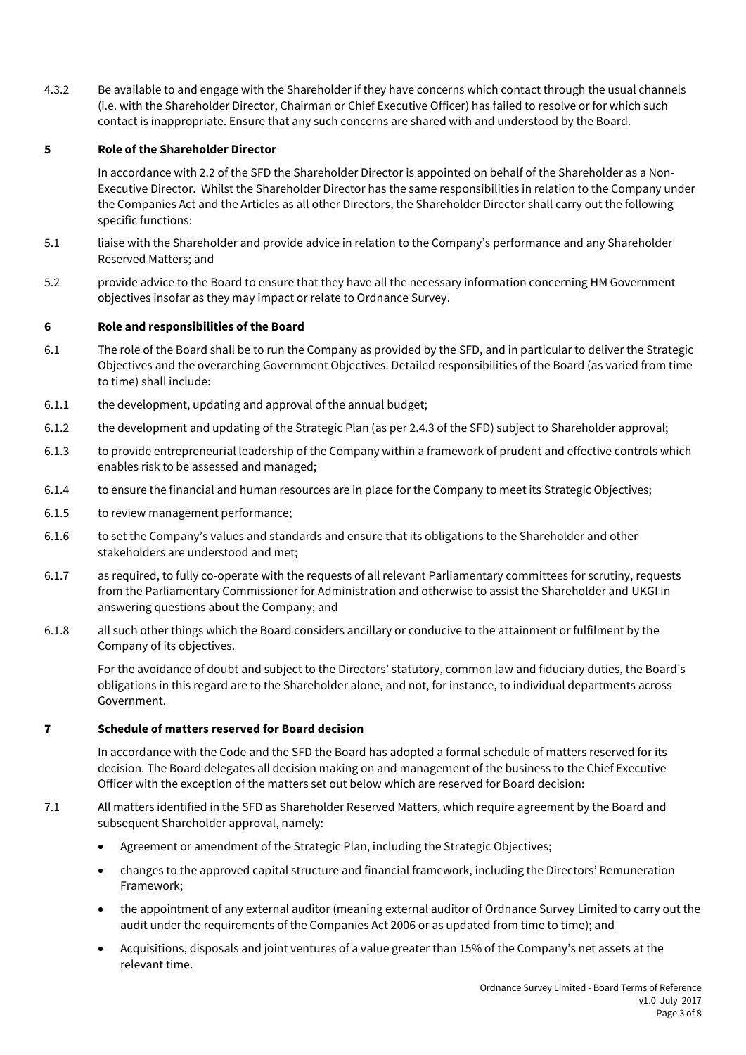4.3.2 Be available to and engage with the Shareholder if they have concerns which contact through the usual channels (i.e. with the Shareholder Director, Chairman or Chief Executive Officer) has failed to resolve or for which such contact is inappropriate. Ensure that any such concerns are shared with and understood by the Board.

## 5 Role of the Shareholder Director

In accordance with 2.2 of the SFD the Shareholder Director is appointed on behalf of the Shareholder as a Non-Executive Director. Whilst the Shareholder Director has the same responsibilities in relation to the Company under the Companies Act and the Articles as all other Directors, the Shareholder Director shall carry out the following specific functions:

5.1 liaise with the Shareholder and provide advice in relation to the Company's performance and any Shareholder Reserved Matters; and

5.2 provide advice to the Board to ensure that they have all the necessary information concerning HM Government objectives insofar as they may impact or relate to Ordnance Survey.

## 6 Role and responsibilities of the Board

6.1 The role of the Board shall be to run the Company as provided by the SFD, and in particular to deliver the Strategic Objectives and the overarching Government Objectives. Detailed responsibilities of the Board (as varied from time to time) shall include:

6.1.1 the development, updating and approval of the annual budget;

6.1.2 the development and updating of the Strategic Plan (as per 2.4.3 of the SFD) subject to Shareholder approval;

6.1.3 to provide entrepreneurial leadership of the Company within a framework of prudent and effective controls which enables risk to be assessed and managed;

6.1.4 to ensure the financial and human resources are in place for the Company to meet its Strategic Objectives;

6.1.5 to review management performance;

6.1.6 to set the Company's values and standards and ensure that its obligations to the Shareholder and other stakeholders are understood and met;

6.1.7 as required, to fully co-operate with the requests of all relevant Parliamentary committees for scrutiny, requests from the Parliamentary Commissioner for Administration and otherwise to assist the Shareholder and UKGI in answering questions about the Company; and

6.1.8 all such other things which the Board considers ancillary or conducive to the attainment or fulfilment by the Company of its objectives.

For the avoidance of doubt and subject to the Directors' statutory, common law and fiduciary duties, the Board's obligations in this regard are to the Shareholder alone, and not, for instance, to individual departments across Government.

## 7 Schedule of matters reserved for Board decision

In accordance with the Code and the SFD the Board has adopted a formal schedule of matters reserved for its decision. The Board delegates all decision making on and management of the business to the Chief Executive Officer with the exception of the matters set out below which are reserved for Board decision:

7.1 All matters identified in the SFD as Shareholder Reserved Matters, which require agreement by the Board and subsequent Shareholder approval, namely:

- Agreement or amendment of the Strategic Plan, including the Strategic Objectives;
- changes to the approved capital structure and financial framework, including the Directors' Remuneration Framework;
- the appointment of any external auditor (meaning external auditor of Ordnance Survey Limited to carry out the audit under the requirements of the Companies Act 2006 or as updated from time to time); and
- Acquisitions, disposals and joint ventures of a value greater than 15% of the Company's net assets at the relevant time.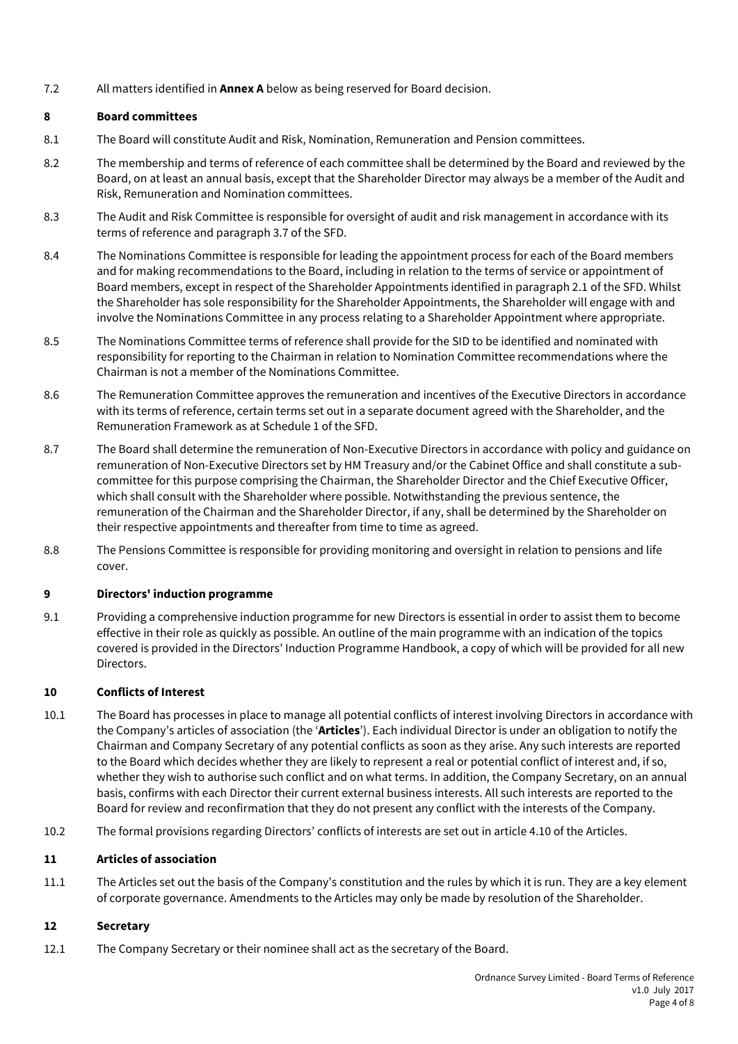7.2 All matters identified in **Annex A** below as being reserved for Board decision.

## 8 Board committees

8.1 The Board will constitute Audit and Risk, Nomination, Remuneration and Pension committees.

8.2 The membership and terms of reference of each committee shall be determined by the Board and reviewed by the Board, on at least an annual basis, except that the Shareholder Director may always be a member of the Audit and Risk, Remuneration and Nomination committees.

8.3 The Audit and Risk Committee is responsible for oversight of audit and risk management in accordance with its terms of reference and paragraph 3.7 of the SFD.

8.4 The Nominations Committee is responsible for leading the appointment process for each of the Board members and for making recommendations to the Board, including in relation to the terms of service or appointment of Board members, except in respect of the Shareholder Appointments identified in paragraph 2.1 of the SFD. Whilst the Shareholder has sole responsibility for the Shareholder Appointments, the Shareholder will engage with and involve the Nominations Committee in any process relating to a Shareholder Appointment where appropriate.

8.5 The Nominations Committee terms of reference shall provide for the SID to be identified and nominated with responsibility for reporting to the Chairman in relation to Nomination Committee recommendations where the Chairman is not a member of the Nominations Committee.

8.6 The Remuneration Committee approves the remuneration and incentives of the Executive Directors in accordance with its terms of reference, certain terms set out in a separate document agreed with the Shareholder, and the Remuneration Framework as at Schedule 1 of the SFD.

8.7 The Board shall determine the remuneration of Non-Executive Directors in accordance with policy and guidance on remuneration of Non-Executive Directors set by HM Treasury and/or the Cabinet Office and shall constitute a sub-committee for this purpose comprising the Chairman, the Shareholder Director and the Chief Executive Officer, which shall consult with the Shareholder where possible. Notwithstanding the previous sentence, the remuneration of the Chairman and the Shareholder Director, if any, shall be determined by the Shareholder on their respective appointments and thereafter from time to time as agreed.

8.8 The Pensions Committee is responsible for providing monitoring and oversight in relation to pensions and life cover.

## 9 Directors' induction programme

9.1 Providing a comprehensive induction programme for new Directors is essential in order to assist them to become effective in their role as quickly as possible. An outline of the main programme with an indication of the topics covered is provided in the Directors' Induction Programme Handbook, a copy of which will be provided for all new Directors.

## 10 Conflicts of Interest

10.1 The Board has processes in place to manage all potential conflicts of interest involving Directors in accordance with the Company's articles of association (the '**Articles**'). Each individual Director is under an obligation to notify the Chairman and Company Secretary of any potential conflicts as soon as they arise. Any such interests are reported to the Board which decides whether they are likely to represent a real or potential conflict of interest and, if so, whether they wish to authorise such conflict and on what terms. In addition, the Company Secretary, on an annual basis, confirms with each Director their current external business interests. All such interests are reported to the Board for review and reconfirmation that they do not present any conflict with the interests of the Company.

10.2 The formal provisions regarding Directors' conflicts of interests are set out in article 4.10 of the Articles.

## 11 Articles of association

11.1 The Articles set out the basis of the Company's constitution and the rules by which it is run. They are a key element of corporate governance. Amendments to the Articles may only be made by resolution of the Shareholder.

## 12 Secretary

12.1 The Company Secretary or their nominee shall act as the secretary of the Board.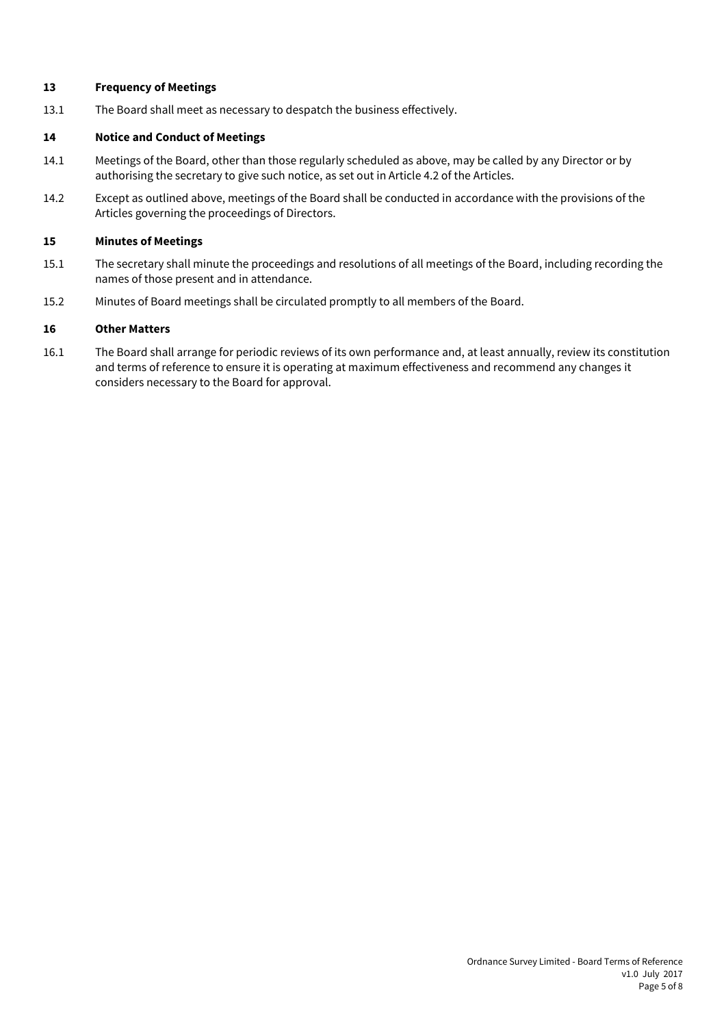## 13 Frequency of Meetings

13.1 The Board shall meet as necessary to despatch the business effectively.

## 14 Notice and Conduct of Meetings

14.1 Meetings of the Board, other than those regularly scheduled as above, may be called by any Director or by authorising the secretary to give such notice, as set out in Article 4.2 of the Articles.

14.2 Except as outlined above, meetings of the Board shall be conducted in accordance with the provisions of the Articles governing the proceedings of Directors.

## 15 Minutes of Meetings

15.1 The secretary shall minute the proceedings and resolutions of all meetings of the Board, including recording the names of those present and in attendance.

15.2 Minutes of Board meetings shall be circulated promptly to all members of the Board.

## 16 Other Matters

16.1 The Board shall arrange for periodic reviews of its own performance and, at least annually, review its constitution and terms of reference to ensure it is operating at maximum effectiveness and recommend any changes it considers necessary to the Board for approval.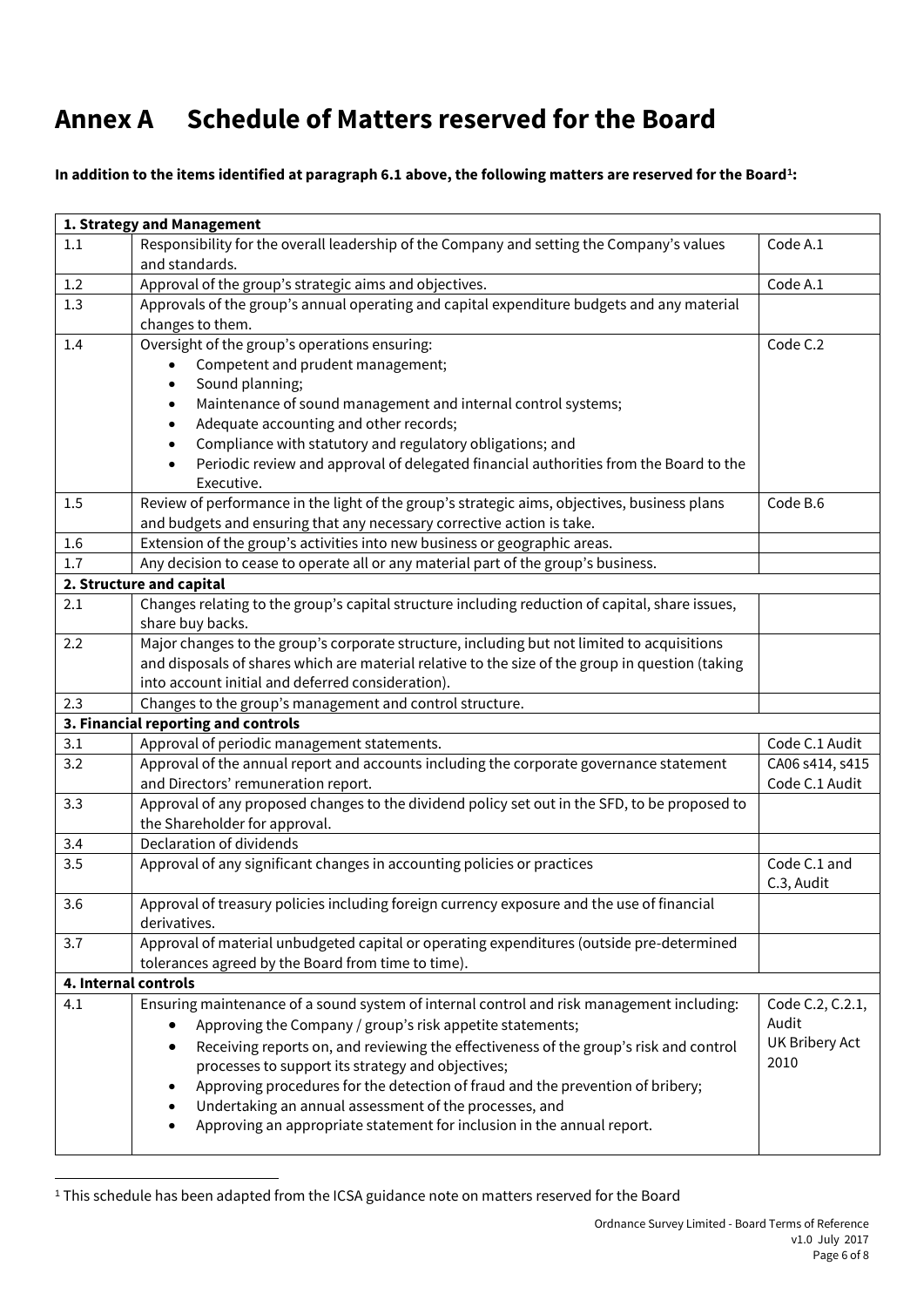# Annex A Schedule of Matters reserved for the Board

**In addition to the items identified at paragraph 6.1 above, the following matters are reserved for the Board[1]:**

| **1. Strategy and Management** | | |
|---|---|---|
| 1.1 | Responsibility for the overall leadership of the Company and setting the Company's values and standards. | Code A.1 |
| 1.2 | Approval of the group's strategic aims and objectives. | Code A.1 |
| 1.3 | Approvals of the group's annual operating and capital expenditure budgets and any material changes to them. | |
| 1.4 | Oversight of the group's operations ensuring:<br>• Competent and prudent management;<br>• Sound planning;<br>• Maintenance of sound management and internal control systems;<br>• Adequate accounting and other records;<br>• Compliance with statutory and regulatory obligations; and<br>• Periodic review and approval of delegated financial authorities from the Board to the Executive. | Code C.2 |
| 1.5 | Review of performance in the light of the group's strategic aims, objectives, business plans and budgets and ensuring that any necessary corrective action is take. | Code B.6 |
| 1.6 | Extension of the group's activities into new business or geographic areas. | |
| 1.7 | Any decision to cease to operate all or any material part of the group's business. | |
| **2. Structure and capital** | | |
| 2.1 | Changes relating to the group's capital structure including reduction of capital, share issues, share buy backs. | |
| 2.2 | Major changes to the group's corporate structure, including but not limited to acquisitions and disposals of shares which are material relative to the size of the group in question (taking into account initial and deferred consideration). | |
| 2.3 | Changes to the group's management and control structure. | |
| **3. Financial reporting and controls** | | |
| 3.1 | Approval of periodic management statements. | Code C.1 Audit |
| 3.2 | Approval of the annual report and accounts including the corporate governance statement and Directors' remuneration report. | CA06 s414, s415 Code C.1 Audit |
| 3.3 | Approval of any proposed changes to the dividend policy set out in the SFD, to be proposed to the Shareholder for approval. | |
| 3.4 | Declaration of dividends | |
| 3.5 | Approval of any significant changes in accounting policies or practices | Code C.1 and C.3, Audit |
| 3.6 | Approval of treasury policies including foreign currency exposure and the use of financial derivatives. | |
| 3.7 | Approval of material unbudgeted capital or operating expenditures (outside pre-determined tolerances agreed by the Board from time to time). | |
| **4. Internal controls** | | |
| 4.1 | Ensuring maintenance of a sound system of internal control and risk management including:<br>• Approving the Company / group's risk appetite statements;<br>• Receiving reports on, and reviewing the effectiveness of the group's risk and control processes to support its strategy and objectives;<br>• Approving procedures for the detection of fraud and the prevention of bribery;<br>• Undertaking an annual assessment of the processes, and<br>• Approving an appropriate statement for inclusion in the annual report. | Code C.2, C.2.1, Audit<br>UK Bribery Act 2010 |

[1] This schedule has been adapted from the ICSA guidance note on matters reserved for the Board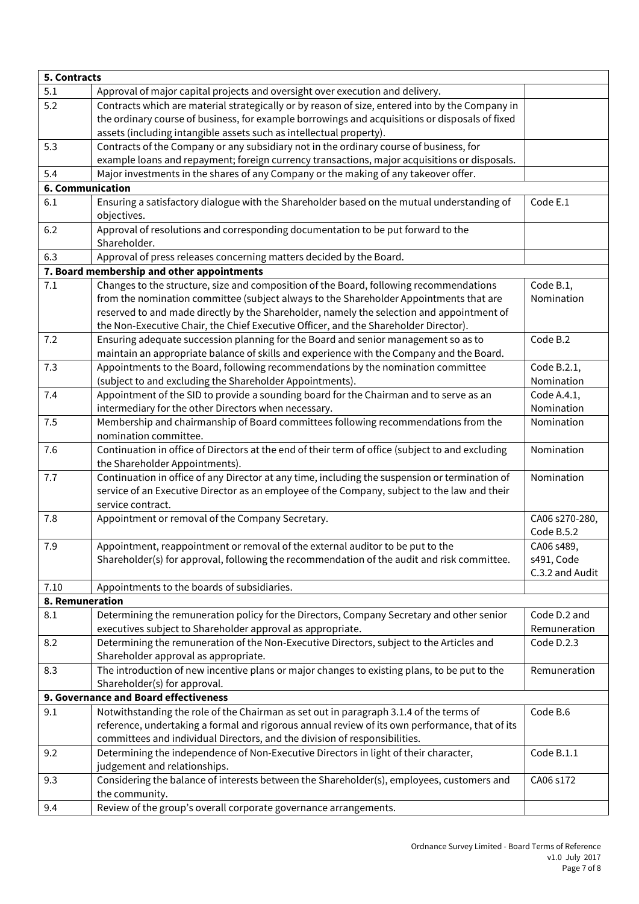| **5. Contracts** | | |
|---|---|---|
| 5.1 | Approval of major capital projects and oversight over execution and delivery. | |
| 5.2 | Contracts which are material strategically or by reason of size, entered into by the Company in the ordinary course of business, for example borrowings and acquisitions or disposals of fixed assets (including intangible assets such as intellectual property). | |
| 5.3 | Contracts of the Company or any subsidiary not in the ordinary course of business, for example loans and repayment; foreign currency transactions, major acquisitions or disposals. | |
| 5.4 | Major investments in the shares of any Company or the making of any takeover offer. | |
| **6. Communication** | | |
| 6.1 | Ensuring a satisfactory dialogue with the Shareholder based on the mutual understanding of objectives. | Code E.1 |
| 6.2 | Approval of resolutions and corresponding documentation to be put forward to the Shareholder. | |
| 6.3 | Approval of press releases concerning matters decided by the Board. | |
| **7. Board membership and other appointments** | | |
| 7.1 | Changes to the structure, size and composition of the Board, following recommendations from the nomination committee (subject always to the Shareholder Appointments that are reserved to and made directly by the Shareholder, namely the selection and appointment of the Non-Executive Chair, the Chief Executive Officer, and the Shareholder Director). | Code B.1, Nomination |
| 7.2 | Ensuring adequate succession planning for the Board and senior management so as to maintain an appropriate balance of skills and experience with the Company and the Board. | Code B.2 |
| 7.3 | Appointments to the Board, following recommendations by the nomination committee (subject to and excluding the Shareholder Appointments). | Code B.2.1, Nomination |
| 7.4 | Appointment of the SID to provide a sounding board for the Chairman and to serve as an intermediary for the other Directors when necessary. | Code A.4.1, Nomination |
| 7.5 | Membership and chairmanship of Board committees following recommendations from the nomination committee. | Nomination |
| 7.6 | Continuation in office of Directors at the end of their term of office (subject to and excluding the Shareholder Appointments). | Nomination |
| 7.7 | Continuation in office of any Director at any time, including the suspension or termination of service of an Executive Director as an employee of the Company, subject to the law and their service contract. | Nomination |
| 7.8 | Appointment or removal of the Company Secretary. | CA06 s270-280, Code B.5.2 |
| 7.9 | Appointment, reappointment or removal of the external auditor to be put to the Shareholder(s) for approval, following the recommendation of the audit and risk committee. | CA06 s489, s491, Code C.3.2 and Audit |
| 7.10 | Appointments to the boards of subsidiaries. | |
| **8. Remuneration** | | |
| 8.1 | Determining the remuneration policy for the Directors, Company Secretary and other senior executives subject to Shareholder approval as appropriate. | Code D.2 and Remuneration |
| 8.2 | Determining the remuneration of the Non-Executive Directors, subject to the Articles and Shareholder approval as appropriate. | Code D.2.3 |
| 8.3 | The introduction of new incentive plans or major changes to existing plans, to be put to the Shareholder(s) for approval. | Remuneration |
| **9. Governance and Board effectiveness** | | |
| 9.1 | Notwithstanding the role of the Chairman as set out in paragraph 3.1.4 of the terms of reference, undertaking a formal and rigorous annual review of its own performance, that of its committees and individual Directors, and the division of responsibilities. | Code B.6 |
| 9.2 | Determining the independence of Non-Executive Directors in light of their character, judgement and relationships. | Code B.1.1 |
| 9.3 | Considering the balance of interests between the Shareholder(s), employees, customers and the community. | CA06 s172 |
| 9.4 | Review of the group's overall corporate governance arrangements. | |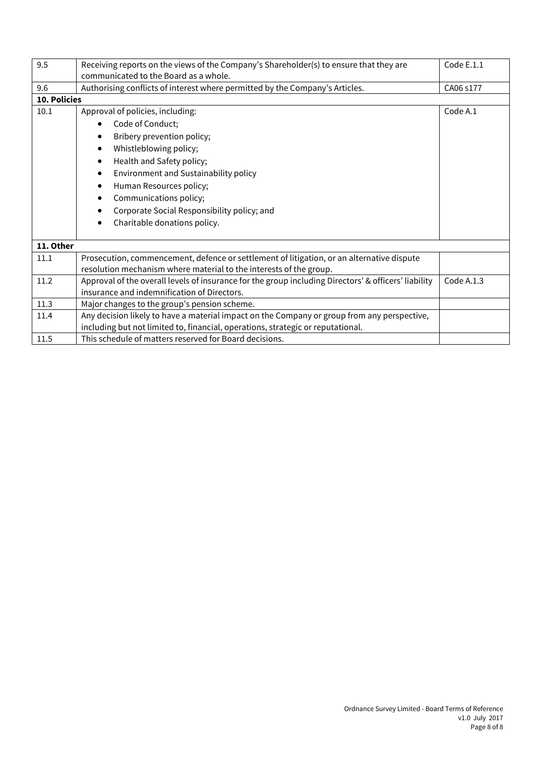| | | |
|---|---|---|
| 9.5 | Receiving reports on the views of the Company's Shareholder(s) to ensure that they are communicated to the Board as a whole. | Code E.1.1 |
| 9.6 | Authorising conflicts of interest where permitted by the Company's Articles. | CA06 s177 |
| **10. Policies** | | |
| 10.1 | Approval of policies, including:<br>• Code of Conduct;<br>• Bribery prevention policy;<br>• Whistleblowing policy;<br>• Health and Safety policy;<br>• Environment and Sustainability policy<br>• Human Resources policy;<br>• Communications policy;<br>• Corporate Social Responsibility policy; and<br>• Charitable donations policy. | Code A.1 |
| **11. Other** | | |
| 11.1 | Prosecution, commencement, defence or settlement of litigation, or an alternative dispute resolution mechanism where material to the interests of the group. | |
| 11.2 | Approval of the overall levels of insurance for the group including Directors' & officers' liability insurance and indemnification of Directors. | Code A.1.3 |
| 11.3 | Major changes to the group's pension scheme. | |
| 11.4 | Any decision likely to have a material impact on the Company or group from any perspective, including but not limited to, financial, operations, strategic or reputational. | |
| 11.5 | This schedule of matters reserved for Board decisions. | |